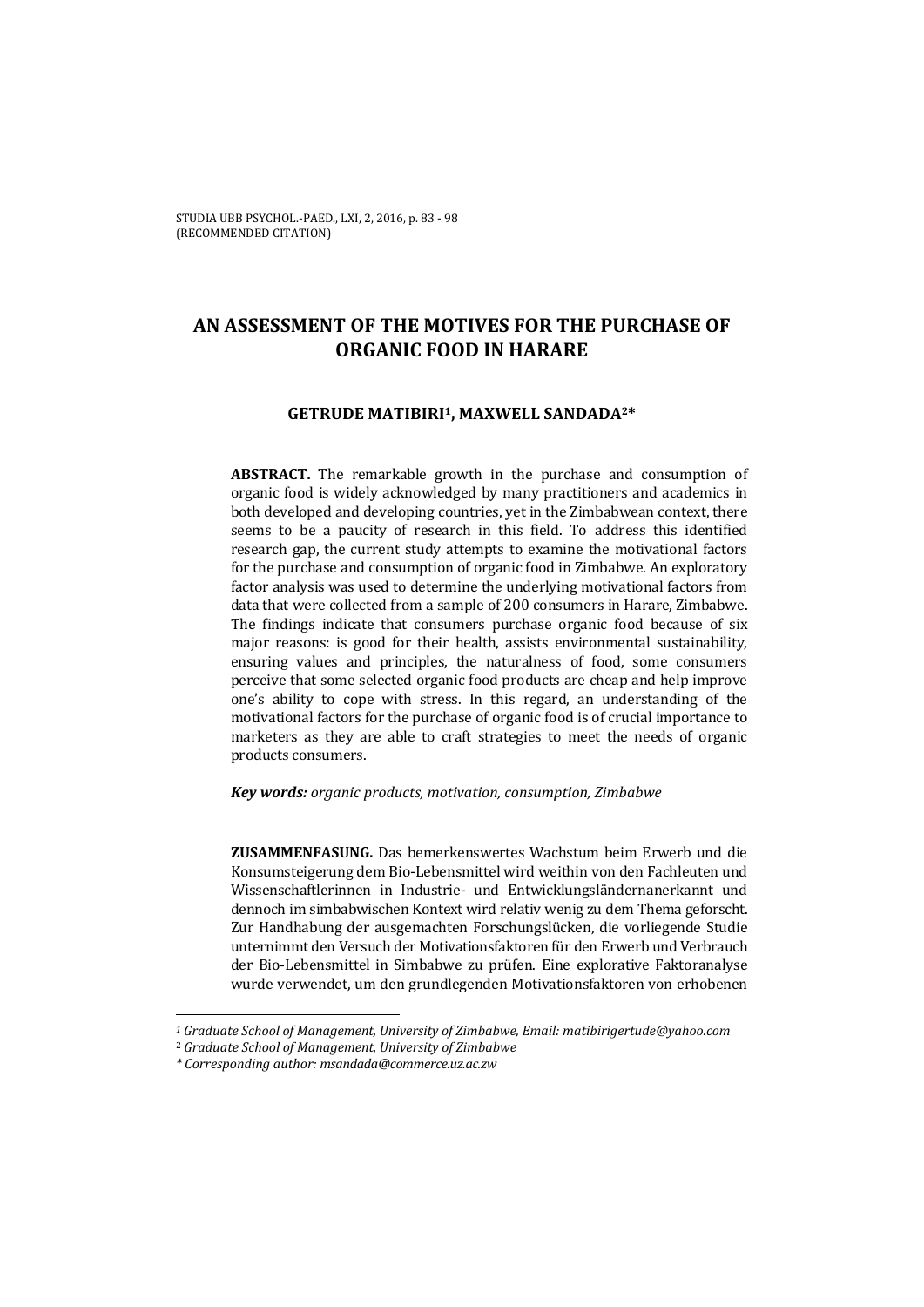# AN ASSESSMENT OF THE MOTIVES FOR THE PURCHASE OF ORGANIC FOOD IN HARARE

**GETRUDE MATIBIRI[1], MAXWELL SANDADA[2]\***

**ABSTRACT.** The remarkable growth in the purchase and consumption of organic food is widely acknowledged by many practitioners and academics in both developed and developing countries, yet in the Zimbabwean context, there seems to be a paucity of research in this field. To address this identified research gap, the current study attempts to examine the motivational factors for the purchase and consumption of organic food in Zimbabwe. An exploratory factor analysis was used to determine the underlying motivational factors from data that were collected from a sample of 200 consumers in Harare, Zimbabwe. The findings indicate that consumers purchase organic food because of six major reasons: is good for their health, assists environmental sustainability, ensuring values and principles, the naturalness of food, some consumers perceive that some selected organic food products are cheap and help improve one's ability to cope with stress. In this regard, an understanding of the motivational factors for the purchase of organic food is of crucial importance to marketers as they are able to craft strategies to meet the needs of organic products consumers.

***Key words:** organic products, motivation, consumption, Zimbabwe*

**ZUSAMMENFASUNG.** Das bemerkenswertes Wachstum beim Erwerb und die Konsumsteigerung dem Bio-Lebensmittel wird weithin von den Fachleuten und Wissenschaftlerinnen in Industrie- und Entwicklungsländernanerkannt und dennoch im simbabwischen Kontext wird relativ wenig zu dem Thema geforscht. Zur Handhabung der ausgemachten Forschungslücken, die vorliegende Studie unternimmt den Versuch der Motivationsfaktoren für den Erwerb und Verbrauch der Bio-Lebensmittel in Simbabwe zu prüfen. Eine explorative Faktoranalyse wurde verwendet, um den grundlegenden Motivationsfaktoren von erhobenen

---

[1] *Graduate School of Management, University of Zimbabwe, Email: matibirigertude@yahoo.com*

[2] *Graduate School of Management, University of Zimbabwe*

\* *Corresponding author: msandada@commerce.uz.ac.zw*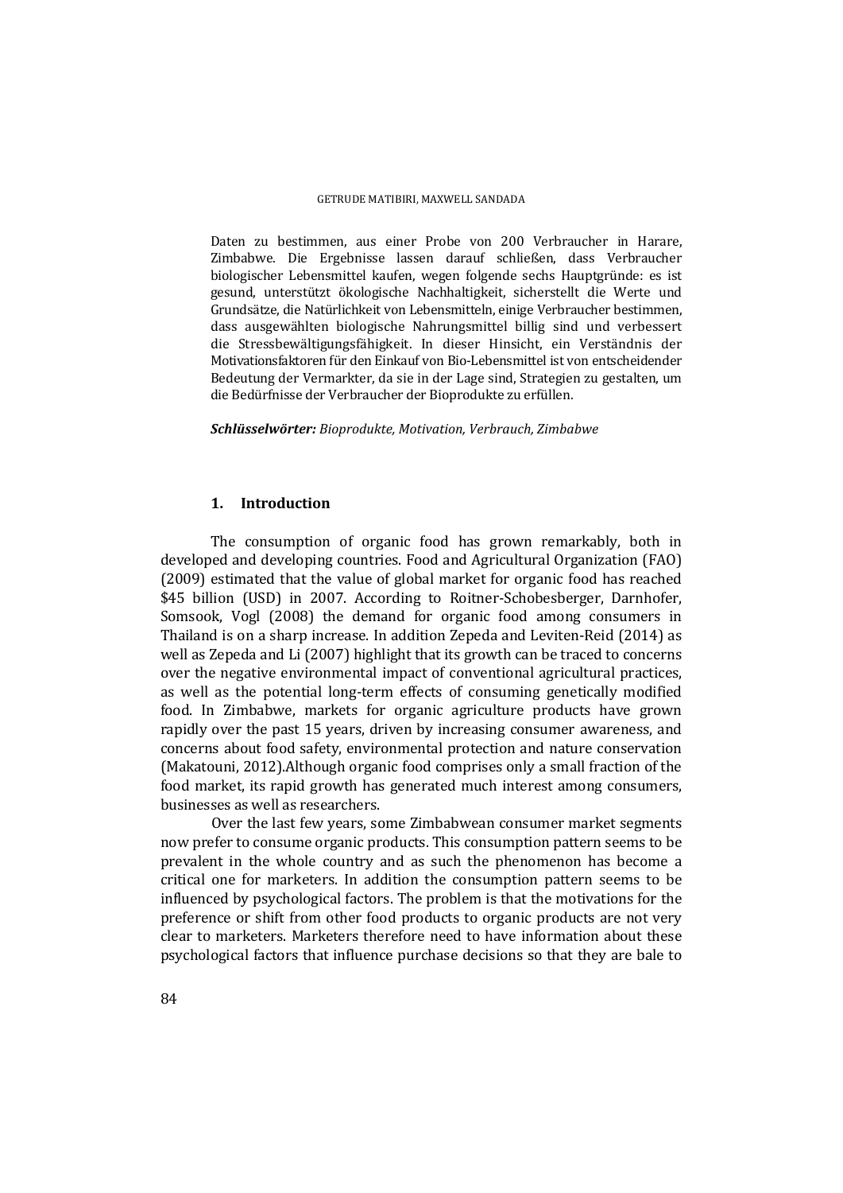Daten zu bestimmen, aus einer Probe von 200 Verbraucher in Harare, Zimbabwe. Die Ergebnisse lassen darauf schließen, dass Verbraucher biologischer Lebensmittel kaufen, wegen folgende sechs Hauptgründe: es ist gesund, unterstützt ökologische Nachhaltigkeit, sicherstellt die Werte und Grundsätze, die Natürlichkeit von Lebensmitteln, einige Verbraucher bestimmen, dass ausgewählten biologische Nahrungsmittel billig sind und verbessert die Stressbewältigungsfähigkeit. In dieser Hinsicht, ein Verständnis der Motivationsfaktoren für den Einkauf von Bio-Lebensmittel ist von entscheidender Bedeutung der Vermarkter, da sie in der Lage sind, Strategien zu gestalten, um die Bedürfnisse der Verbraucher der Bioprodukte zu erfüllen.

***Schlüsselwörter:*** *Bioprodukte, Motivation, Verbrauch, Zimbabwe*

## 1. Introduction

The consumption of organic food has grown remarkably, both in developed and developing countries. Food and Agricultural Organization (FAO) (2009) estimated that the value of global market for organic food has reached $45 billion (USD) in 2007. According to Roitner-Schobesberger, Darnhofer, Somsook, Vogl (2008) the demand for organic food among consumers in Thailand is on a sharp increase. In addition Zepeda and Leviten-Reid (2014) as well as Zepeda and Li (2007) highlight that its growth can be traced to concerns over the negative environmental impact of conventional agricultural practices, as well as the potential long-term effects of consuming genetically modified food. In Zimbabwe, markets for organic agriculture products have grown rapidly over the past 15 years, driven by increasing consumer awareness, and concerns about food safety, environmental protection and nature conservation (Makatouni, 2012).Although organic food comprises only a small fraction of the food market, its rapid growth has generated much interest among consumers, businesses as well as researchers.

Over the last few years, some Zimbabwean consumer market segments now prefer to consume organic products. This consumption pattern seems to be prevalent in the whole country and as such the phenomenon has become a critical one for marketers. In addition the consumption pattern seems to be influenced by psychological factors. The problem is that the motivations for the preference or shift from other food products to organic products are not very clear to marketers. Marketers therefore need to have information about these psychological factors that influence purchase decisions so that they are bale to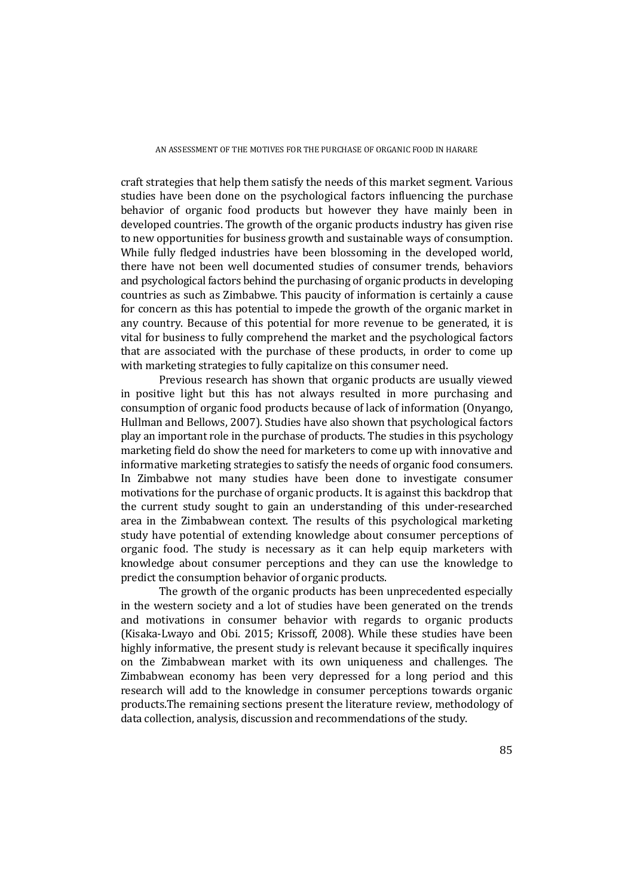craft strategies that help them satisfy the needs of this market segment. Various studies have been done on the psychological factors influencing the purchase behavior of organic food products but however they have mainly been in developed countries. The growth of the organic products industry has given rise to new opportunities for business growth and sustainable ways of consumption. While fully fledged industries have been blossoming in the developed world, there have not been well documented studies of consumer trends, behaviors and psychological factors behind the purchasing of organic products in developing countries as such as Zimbabwe. This paucity of information is certainly a cause for concern as this has potential to impede the growth of the organic market in any country. Because of this potential for more revenue to be generated, it is vital for business to fully comprehend the market and the psychological factors that are associated with the purchase of these products, in order to come up with marketing strategies to fully capitalize on this consumer need.

Previous research has shown that organic products are usually viewed in positive light but this has not always resulted in more purchasing and consumption of organic food products because of lack of information (Onyango, Hullman and Bellows, 2007). Studies have also shown that psychological factors play an important role in the purchase of products. The studies in this psychology marketing field do show the need for marketers to come up with innovative and informative marketing strategies to satisfy the needs of organic food consumers. In Zimbabwe not many studies have been done to investigate consumer motivations for the purchase of organic products. It is against this backdrop that the current study sought to gain an understanding of this under-researched area in the Zimbabwean context. The results of this psychological marketing study have potential of extending knowledge about consumer perceptions of organic food. The study is necessary as it can help equip marketers with knowledge about consumer perceptions and they can use the knowledge to predict the consumption behavior of organic products.

The growth of the organic products has been unprecedented especially in the western society and a lot of studies have been generated on the trends and motivations in consumer behavior with regards to organic products (Kisaka-Lwayo and Obi. 2015; Krissoff, 2008). While these studies have been highly informative, the present study is relevant because it specifically inquires on the Zimbabwean market with its own uniqueness and challenges. The Zimbabwean economy has been very depressed for a long period and this research will add to the knowledge in consumer perceptions towards organic products.The remaining sections present the literature review, methodology of data collection, analysis, discussion and recommendations of the study.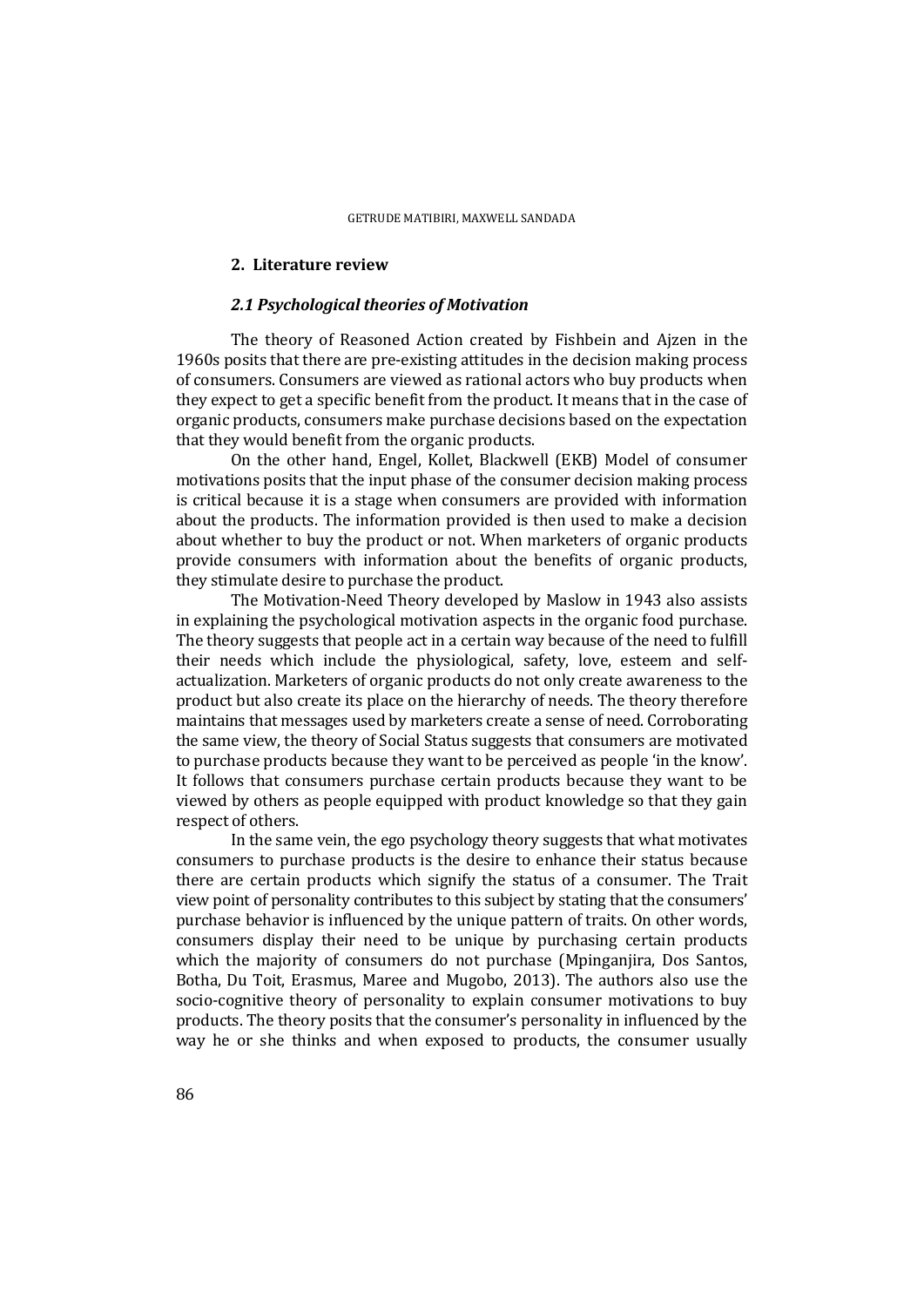## 2. Literature review

### *2.1 Psychological theories of Motivation*

The theory of Reasoned Action created by Fishbein and Ajzen in the 1960s posits that there are pre-existing attitudes in the decision making process of consumers. Consumers are viewed as rational actors who buy products when they expect to get a specific benefit from the product. It means that in the case of organic products, consumers make purchase decisions based on the expectation that they would benefit from the organic products.

On the other hand, Engel, Kollet, Blackwell (EKB) Model of consumer motivations posits that the input phase of the consumer decision making process is critical because it is a stage when consumers are provided with information about the products. The information provided is then used to make a decision about whether to buy the product or not. When marketers of organic products provide consumers with information about the benefits of organic products, they stimulate desire to purchase the product.

The Motivation-Need Theory developed by Maslow in 1943 also assists in explaining the psychological motivation aspects in the organic food purchase. The theory suggests that people act in a certain way because of the need to fulfill their needs which include the physiological, safety, love, esteem and self-actualization. Marketers of organic products do not only create awareness to the product but also create its place on the hierarchy of needs. The theory therefore maintains that messages used by marketers create a sense of need. Corroborating the same view, the theory of Social Status suggests that consumers are motivated to purchase products because they want to be perceived as people 'in the know'. It follows that consumers purchase certain products because they want to be viewed by others as people equipped with product knowledge so that they gain respect of others.

In the same vein, the ego psychology theory suggests that what motivates consumers to purchase products is the desire to enhance their status because there are certain products which signify the status of a consumer. The Trait view point of personality contributes to this subject by stating that the consumers' purchase behavior is influenced by the unique pattern of traits. On other words, consumers display their need to be unique by purchasing certain products which the majority of consumers do not purchase (Mpinganjira, Dos Santos, Botha, Du Toit, Erasmus, Maree and Mugobo, 2013). The authors also use the socio-cognitive theory of personality to explain consumer motivations to buy products. The theory posits that the consumer's personality in influenced by the way he or she thinks and when exposed to products, the consumer usually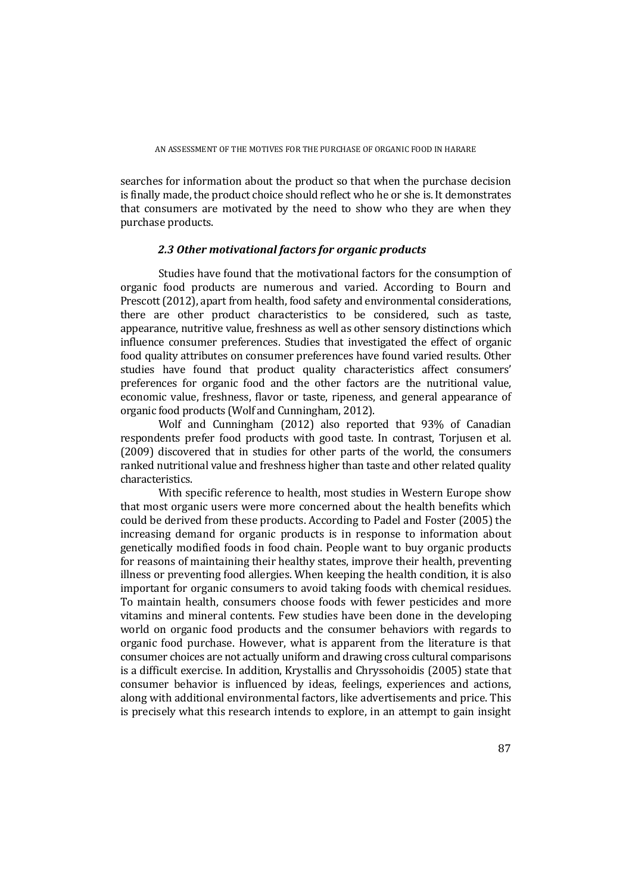searches for information about the product so that when the purchase decision is finally made, the product choice should reflect who he or she is. It demonstrates that consumers are motivated by the need to show who they are when they purchase products.

### *2.3 Other motivational factors for organic products*

Studies have found that the motivational factors for the consumption of organic food products are numerous and varied. According to Bourn and Prescott (2012), apart from health, food safety and environmental considerations, there are other product characteristics to be considered, such as taste, appearance, nutritive value, freshness as well as other sensory distinctions which influence consumer preferences. Studies that investigated the effect of organic food quality attributes on consumer preferences have found varied results. Other studies have found that product quality characteristics affect consumers' preferences for organic food and the other factors are the nutritional value, economic value, freshness, flavor or taste, ripeness, and general appearance of organic food products (Wolf and Cunningham, 2012).

Wolf and Cunningham (2012) also reported that 93% of Canadian respondents prefer food products with good taste. In contrast, Torjusen et al. (2009) discovered that in studies for other parts of the world, the consumers ranked nutritional value and freshness higher than taste and other related quality characteristics.

With specific reference to health, most studies in Western Europe show that most organic users were more concerned about the health benefits which could be derived from these products. According to Padel and Foster (2005) the increasing demand for organic products is in response to information about genetically modified foods in food chain. People want to buy organic products for reasons of maintaining their healthy states, improve their health, preventing illness or preventing food allergies. When keeping the health condition, it is also important for organic consumers to avoid taking foods with chemical residues. To maintain health, consumers choose foods with fewer pesticides and more vitamins and mineral contents. Few studies have been done in the developing world on organic food products and the consumer behaviors with regards to organic food purchase. However, what is apparent from the literature is that consumer choices are not actually uniform and drawing cross cultural comparisons is a difficult exercise. In addition, Krystallis and Chryssohoidis (2005) state that consumer behavior is influenced by ideas, feelings, experiences and actions, along with additional environmental factors, like advertisements and price. This is precisely what this research intends to explore, in an attempt to gain insight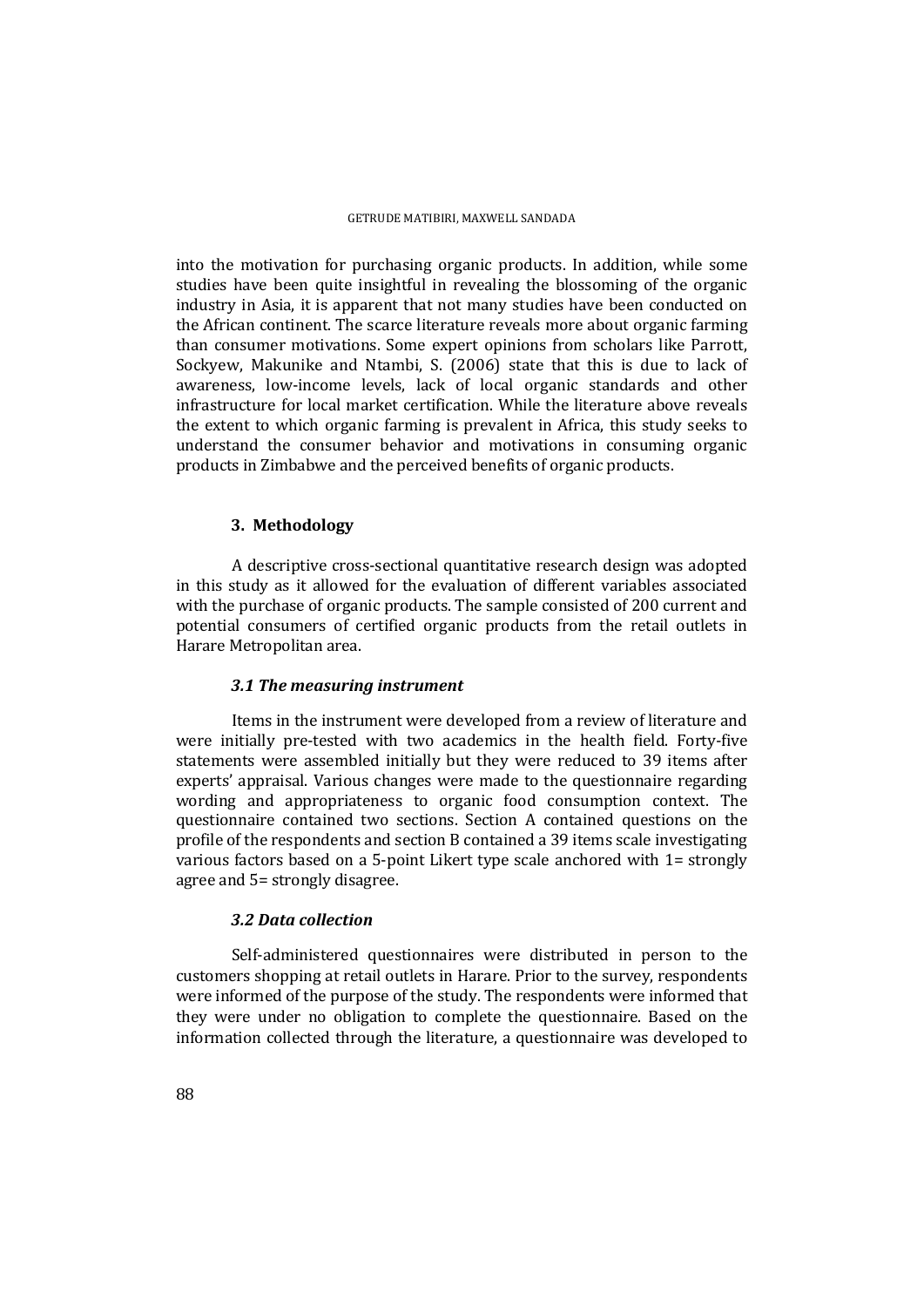into the motivation for purchasing organic products. In addition, while some studies have been quite insightful in revealing the blossoming of the organic industry in Asia, it is apparent that not many studies have been conducted on the African continent. The scarce literature reveals more about organic farming than consumer motivations. Some expert opinions from scholars like Parrott, Sockyew, Makunike and Ntambi, S. (2006) state that this is due to lack of awareness, low-income levels, lack of local organic standards and other infrastructure for local market certification. While the literature above reveals the extent to which organic farming is prevalent in Africa, this study seeks to understand the consumer behavior and motivations in consuming organic products in Zimbabwe and the perceived benefits of organic products.

## 3. Methodology

A descriptive cross-sectional quantitative research design was adopted in this study as it allowed for the evaluation of different variables associated with the purchase of organic products. The sample consisted of 200 current and potential consumers of certified organic products from the retail outlets in Harare Metropolitan area.

### *3.1 The measuring instrument*

Items in the instrument were developed from a review of literature and were initially pre-tested with two academics in the health field. Forty-five statements were assembled initially but they were reduced to 39 items after experts' appraisal. Various changes were made to the questionnaire regarding wording and appropriateness to organic food consumption context. The questionnaire contained two sections. Section A contained questions on the profile of the respondents and section B contained a 39 items scale investigating various factors based on a 5-point Likert type scale anchored with 1= strongly agree and 5= strongly disagree.

### *3.2 Data collection*

Self-administered questionnaires were distributed in person to the customers shopping at retail outlets in Harare. Prior to the survey, respondents were informed of the purpose of the study. The respondents were informed that they were under no obligation to complete the questionnaire. Based on the information collected through the literature, a questionnaire was developed to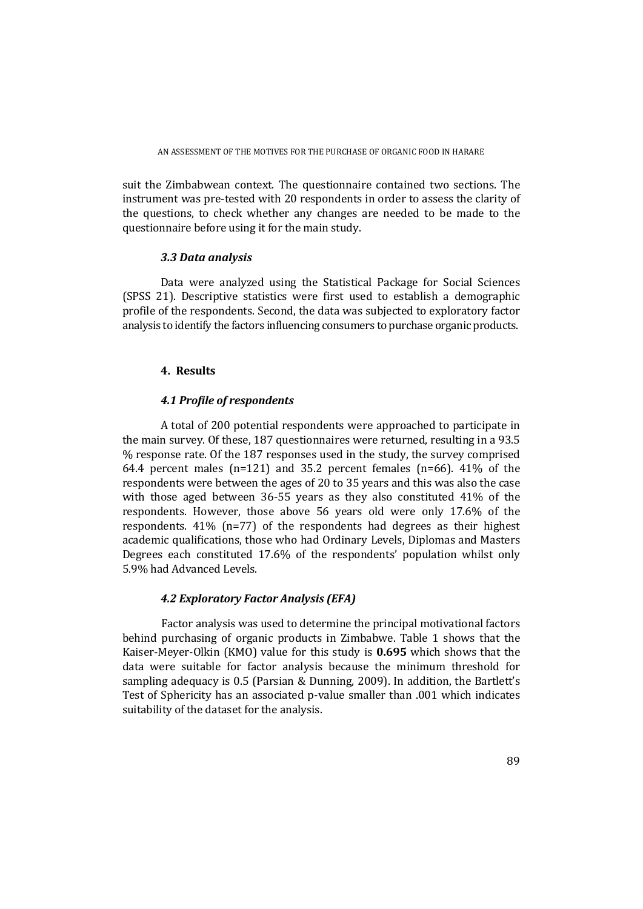suit the Zimbabwean context. The questionnaire contained two sections. The instrument was pre-tested with 20 respondents in order to assess the clarity of the questions, to check whether any changes are needed to be made to the questionnaire before using it for the main study.

### *3.3 Data analysis*

Data were analyzed using the Statistical Package for Social Sciences (SPSS 21). Descriptive statistics were first used to establish a demographic profile of the respondents. Second, the data was subjected to exploratory factor analysis to identify the factors influencing consumers to purchase organic products.

## 4. Results

### *4.1 Profile of respondents*

A total of 200 potential respondents were approached to participate in the main survey. Of these, 187 questionnaires were returned, resulting in a 93.5 % response rate. Of the 187 responses used in the study, the survey comprised 64.4 percent males (n=121) and 35.2 percent females (n=66). 41% of the respondents were between the ages of 20 to 35 years and this was also the case with those aged between 36-55 years as they also constituted 41% of the respondents. However, those above 56 years old were only 17.6% of the respondents. 41% (n=77) of the respondents had degrees as their highest academic qualifications, those who had Ordinary Levels, Diplomas and Masters Degrees each constituted 17.6% of the respondents' population whilst only 5.9% had Advanced Levels.

### *4.2 Exploratory Factor Analysis (EFA)*

Factor analysis was used to determine the principal motivational factors behind purchasing of organic products in Zimbabwe. Table 1 shows that the Kaiser-Meyer-Olkin (KMO) value for this study is **0.695** which shows that the data were suitable for factor analysis because the minimum threshold for sampling adequacy is 0.5 (Parsian & Dunning, 2009). In addition, the Bartlett's Test of Sphericity has an associated p-value smaller than .001 which indicates suitability of the dataset for the analysis.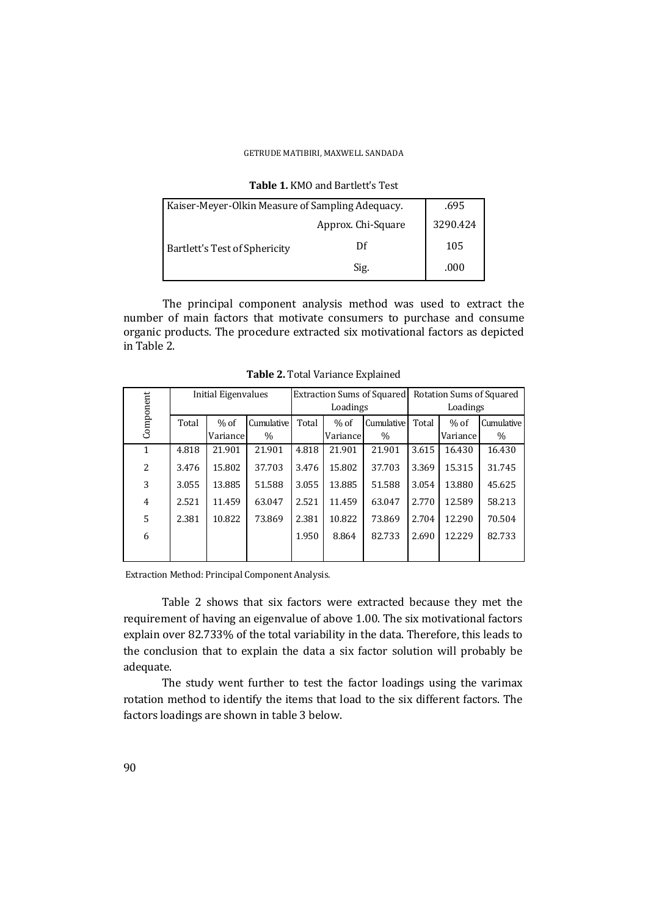**Table 1.** KMO and Bartlett's Test

| | | |
|---|---|---|
| Kaiser-Meyer-Olkin Measure of Sampling Adequacy. | | .695 |
| Bartlett's Test of Sphericity | Approx. Chi-Square | 3290.424 |
| | Df | 105 |
| | Sig. | .000 |

The principal component analysis method was used to extract the number of main factors that motivate consumers to purchase and consume organic products. The procedure extracted six motivational factors as depicted in Table 2.

**Table 2.** Total Variance Explained

| Component | Initial Eigenvalues | | | Extraction Sums of Squared Loadings | | | Rotation Sums of Squared Loadings | | |
|---|---|---|---|---|---|---|---|---|---|
| | Total | % of Variance | Cumulative % | Total | % of Variance | Cumulative % | Total | % of Variance | Cumulative % |
| 1 | 4.818 | 21.901 | 21.901 | 4.818 | 21.901 | 21.901 | 3.615 | 16.430 | 16.430 |
| 2 | 3.476 | 15.802 | 37.703 | 3.476 | 15.802 | 37.703 | 3.369 | 15.315 | 31.745 |
| 3 | 3.055 | 13.885 | 51.588 | 3.055 | 13.885 | 51.588 | 3.054 | 13.880 | 45.625 |
| 4 | 2.521 | 11.459 | 63.047 | 2.521 | 11.459 | 63.047 | 2.770 | 12.589 | 58.213 |
| 5 | 2.381 | 10.822 | 73.869 | 2.381 | 10.822 | 73.869 | 2.704 | 12.290 | 70.504 |
| 6 | | | | 1.950 | 8.864 | 82.733 | 2.690 | 12.229 | 82.733 |

Extraction Method: Principal Component Analysis.

Table 2 shows that six factors were extracted because they met the requirement of having an eigenvalue of above 1.00. The six motivational factors explain over 82.733% of the total variability in the data. Therefore, this leads to the conclusion that to explain the data a six factor solution will probably be adequate.

The study went further to test the factor loadings using the varimax rotation method to identify the items that load to the six different factors. The factors loadings are shown in table 3 below.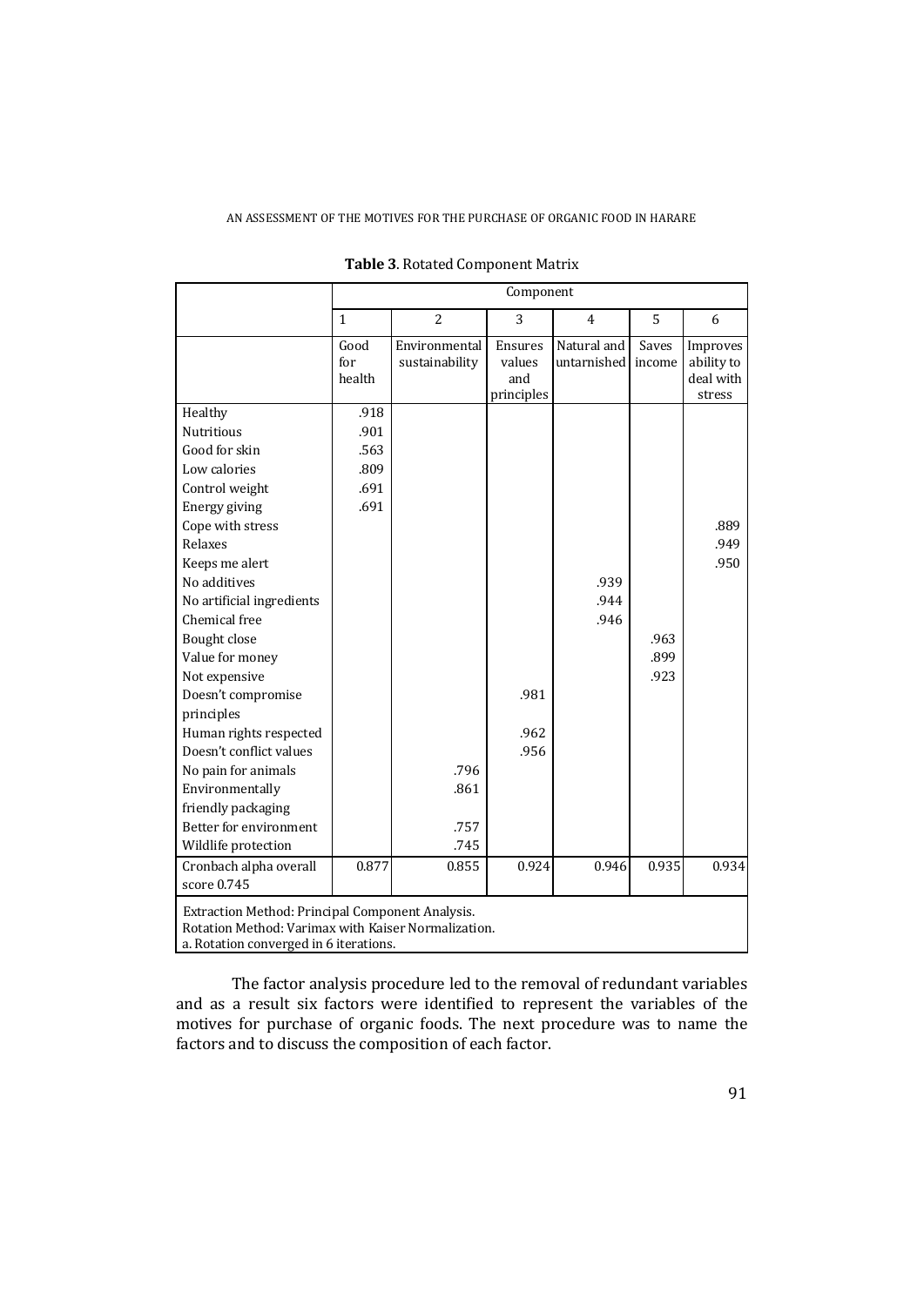**Table 3**. Rotated Component Matrix

| | Component | | | | | |
|---|---|---|---|---|---|---|
| | 1 | 2 | 3 | 4 | 5 | 6 |
| | Good for health | Environmental sustainability | Ensures values and principles | Natural and untarnished | Saves income | Improves ability to deal with stress |
| Healthy | .918 | | | | | |
| Nutritious | .901 | | | | | |
| Good for skin | .563 | | | | | |
| Low calories | .809 | | | | | |
| Control weight | .691 | | | | | |
| Energy giving | .691 | | | | | |
| Cope with stress | | | | | | .889 |
| Relaxes | | | | | | .949 |
| Keeps me alert | | | | | | .950 |
| No additives | | | | .939 | | |
| No artificial ingredients | | | | .944 | | |
| Chemical free | | | | .946 | | |
| Bought close | | | | | .963 | |
| Value for money | | | | | .899 | |
| Not expensive | | | | | .923 | |
| Doesn't compromise principles | | | .981 | | | |
| Human rights respected | | | .962 | | | |
| Doesn't conflict values | | | .956 | | | |
| No pain for animals | | .796 | | | | |
| Environmentally friendly packaging | | .861 | | | | |
| Better for environment | | .757 | | | | |
| Wildlife protection | | .745 | | | | |
| Cronbach alpha overall score 0.745 | 0.877 | 0.855 | 0.924 | 0.946 | 0.935 | 0.934 |

Extraction Method: Principal Component Analysis.
Rotation Method: Varimax with Kaiser Normalization.
a. Rotation converged in 6 iterations.

The factor analysis procedure led to the removal of redundant variables and as a result six factors were identified to represent the variables of the motives for purchase of organic foods. The next procedure was to name the factors and to discuss the composition of each factor.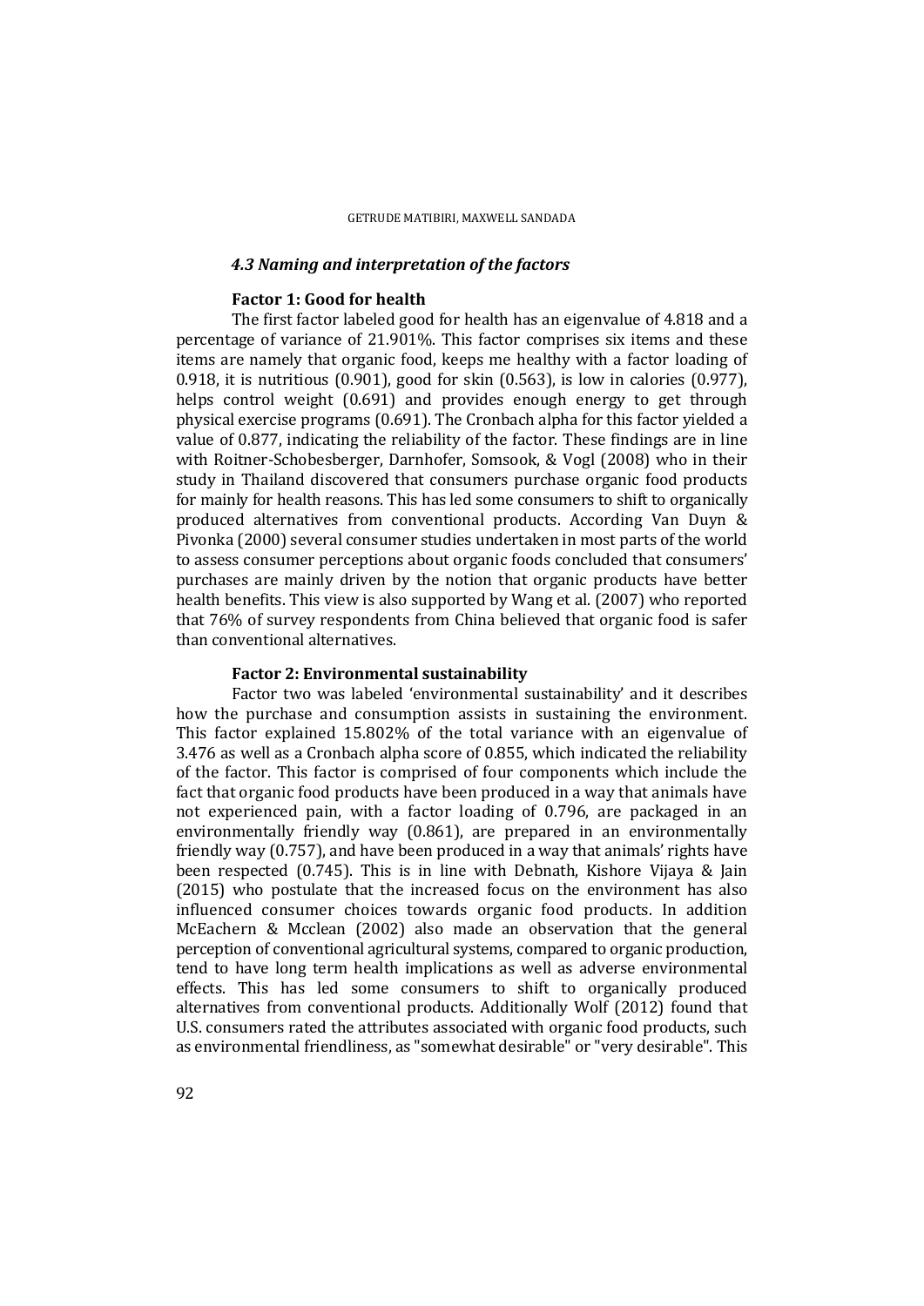### *4.3 Naming and interpretation of the factors*

**Factor 1: Good for health**

The first factor labeled good for health has an eigenvalue of 4.818 and a percentage of variance of 21.901%. This factor comprises six items and these items are namely that organic food, keeps me healthy with a factor loading of 0.918, it is nutritious (0.901), good for skin (0.563), is low in calories (0.977), helps control weight (0.691) and provides enough energy to get through physical exercise programs (0.691). The Cronbach alpha for this factor yielded a value of 0.877, indicating the reliability of the factor. These findings are in line with Roitner-Schobesberger, Darnhofer, Somsook, & Vogl (2008) who in their study in Thailand discovered that consumers purchase organic food products for mainly for health reasons. This has led some consumers to shift to organically produced alternatives from conventional products. According Van Duyn & Pivonka (2000) several consumer studies undertaken in most parts of the world to assess consumer perceptions about organic foods concluded that consumers' purchases are mainly driven by the notion that organic products have better health benefits. This view is also supported by Wang et al. (2007) who reported that 76% of survey respondents from China believed that organic food is safer than conventional alternatives.

**Factor 2: Environmental sustainability**

Factor two was labeled 'environmental sustainability' and it describes how the purchase and consumption assists in sustaining the environment. This factor explained 15.802% of the total variance with an eigenvalue of 3.476 as well as a Cronbach alpha score of 0.855, which indicated the reliability of the factor. This factor is comprised of four components which include the fact that organic food products have been produced in a way that animals have not experienced pain, with a factor loading of 0.796, are packaged in an environmentally friendly way (0.861), are prepared in an environmentally friendly way (0.757), and have been produced in a way that animals' rights have been respected (0.745). This is in line with Debnath, Kishore Vijaya & Jain (2015) who postulate that the increased focus on the environment has also influenced consumer choices towards organic food products. In addition McEachern & Mcclean (2002) also made an observation that the general perception of conventional agricultural systems, compared to organic production, tend to have long term health implications as well as adverse environmental effects. This has led some consumers to shift to organically produced alternatives from conventional products. Additionally Wolf (2012) found that U.S. consumers rated the attributes associated with organic food products, such as environmental friendliness, as "somewhat desirable" or "very desirable". This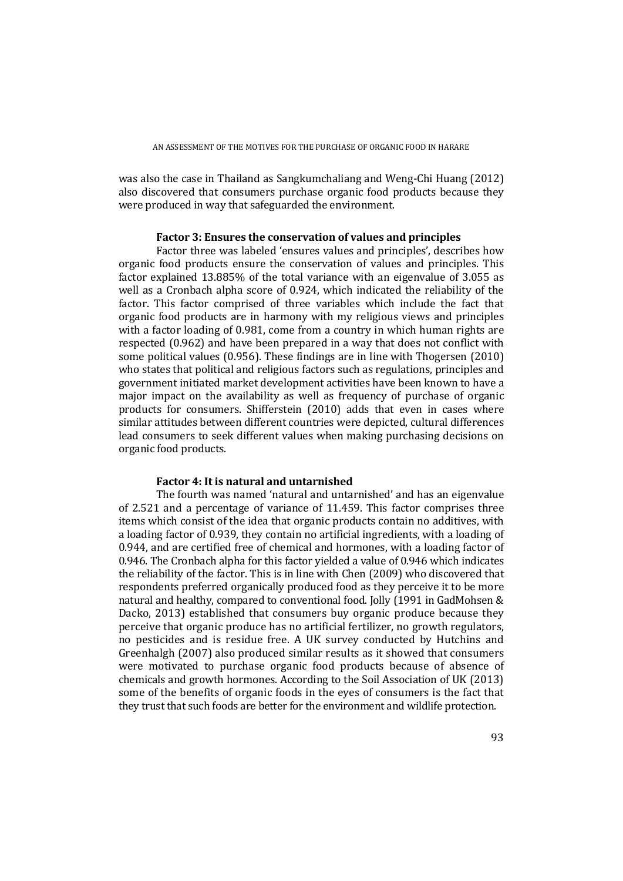was also the case in Thailand as Sangkumchaliang and Weng-Chi Huang (2012) also discovered that consumers purchase organic food products because they were produced in way that safeguarded the environment.

### Factor 3: Ensures the conservation of values and principles

Factor three was labeled 'ensures values and principles', describes how organic food products ensure the conservation of values and principles. This factor explained 13.885% of the total variance with an eigenvalue of 3.055 as well as a Cronbach alpha score of 0.924, which indicated the reliability of the factor. This factor comprised of three variables which include the fact that organic food products are in harmony with my religious views and principles with a factor loading of 0.981, come from a country in which human rights are respected (0.962) and have been prepared in a way that does not conflict with some political values (0.956). These findings are in line with Thogersen (2010) who states that political and religious factors such as regulations, principles and government initiated market development activities have been known to have a major impact on the availability as well as frequency of purchase of organic products for consumers. Shifferstein (2010) adds that even in cases where similar attitudes between different countries were depicted, cultural differences lead consumers to seek different values when making purchasing decisions on organic food products.

### Factor 4: It is natural and untarnished

The fourth was named 'natural and untarnished' and has an eigenvalue of 2.521 and a percentage of variance of 11.459. This factor comprises three items which consist of the idea that organic products contain no additives, with a loading factor of 0.939, they contain no artificial ingredients, with a loading of 0.944, and are certified free of chemical and hormones, with a loading factor of 0.946. The Cronbach alpha for this factor yielded a value of 0.946 which indicates the reliability of the factor. This is in line with Chen (2009) who discovered that respondents preferred organically produced food as they perceive it to be more natural and healthy, compared to conventional food. Jolly (1991 in GadMohsen & Dacko, 2013) established that consumers buy organic produce because they perceive that organic produce has no artificial fertilizer, no growth regulators, no pesticides and is residue free. A UK survey conducted by Hutchins and Greenhalgh (2007) also produced similar results as it showed that consumers were motivated to purchase organic food products because of absence of chemicals and growth hormones. According to the Soil Association of UK (2013) some of the benefits of organic foods in the eyes of consumers is the fact that they trust that such foods are better for the environment and wildlife protection.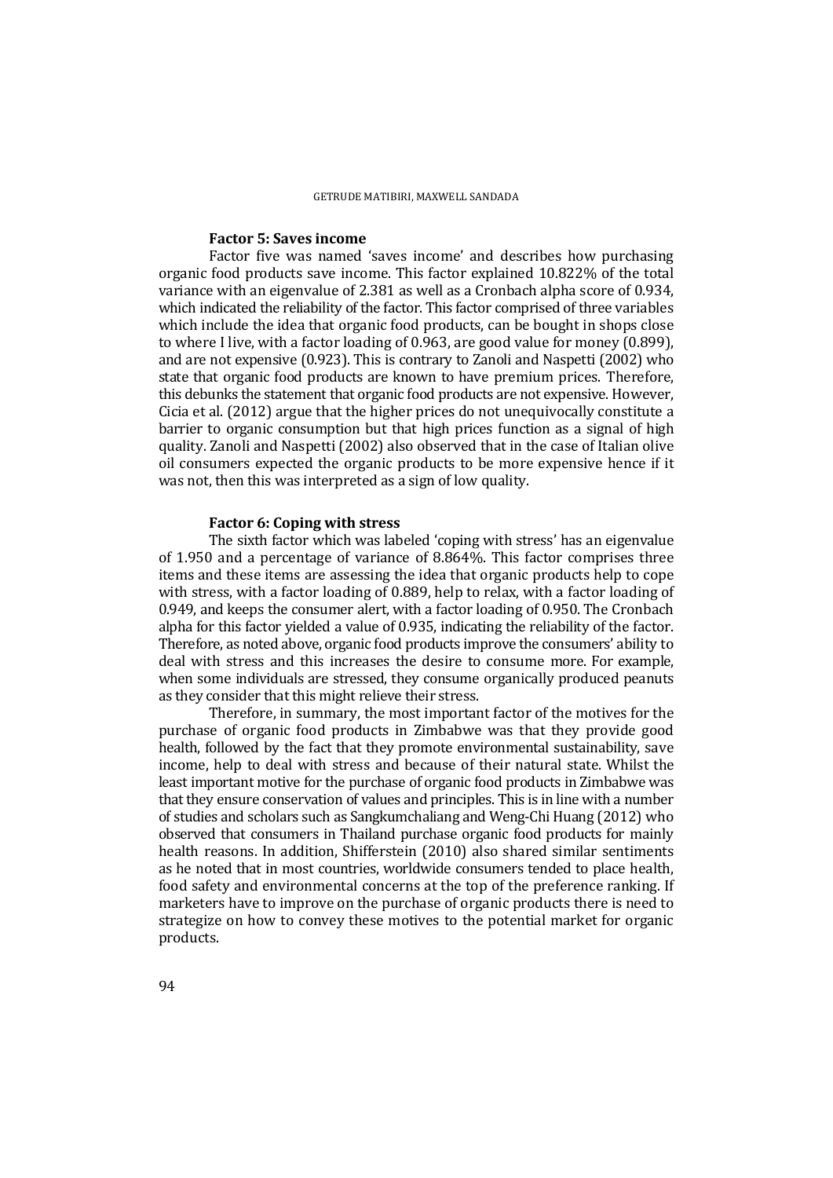**Factor 5: Saves income**

Factor five was named 'saves income' and describes how purchasing organic food products save income. This factor explained 10.822% of the total variance with an eigenvalue of 2.381 as well as a Cronbach alpha score of 0.934, which indicated the reliability of the factor. This factor comprised of three variables which include the idea that organic food products, can be bought in shops close to where I live, with a factor loading of 0.963, are good value for money (0.899), and are not expensive (0.923). This is contrary to Zanoli and Naspetti (2002) who state that organic food products are known to have premium prices. Therefore, this debunks the statement that organic food products are not expensive. However, Cicia et al. (2012) argue that the higher prices do not unequivocally constitute a barrier to organic consumption but that high prices function as a signal of high quality. Zanoli and Naspetti (2002) also observed that in the case of Italian olive oil consumers expected the organic products to be more expensive hence if it was not, then this was interpreted as a sign of low quality.

**Factor 6: Coping with stress**

The sixth factor which was labeled 'coping with stress' has an eigenvalue of 1.950 and a percentage of variance of 8.864%. This factor comprises three items and these items are assessing the idea that organic products help to cope with stress, with a factor loading of 0.889, help to relax, with a factor loading of 0.949, and keeps the consumer alert, with a factor loading of 0.950. The Cronbach alpha for this factor yielded a value of 0.935, indicating the reliability of the factor. Therefore, as noted above, organic food products improve the consumers' ability to deal with stress and this increases the desire to consume more. For example, when some individuals are stressed, they consume organically produced peanuts as they consider that this might relieve their stress.

Therefore, in summary, the most important factor of the motives for the purchase of organic food products in Zimbabwe was that they provide good health, followed by the fact that they promote environmental sustainability, save income, help to deal with stress and because of their natural state. Whilst the least important motive for the purchase of organic food products in Zimbabwe was that they ensure conservation of values and principles. This is in line with a number of studies and scholars such as Sangkumchaliang and Weng-Chi Huang (2012) who observed that consumers in Thailand purchase organic food products for mainly health reasons. In addition, Shifferstein (2010) also shared similar sentiments as he noted that in most countries, worldwide consumers tended to place health, food safety and environmental concerns at the top of the preference ranking. If marketers have to improve on the purchase of organic products there is need to strategize on how to convey these motives to the potential market for organic products.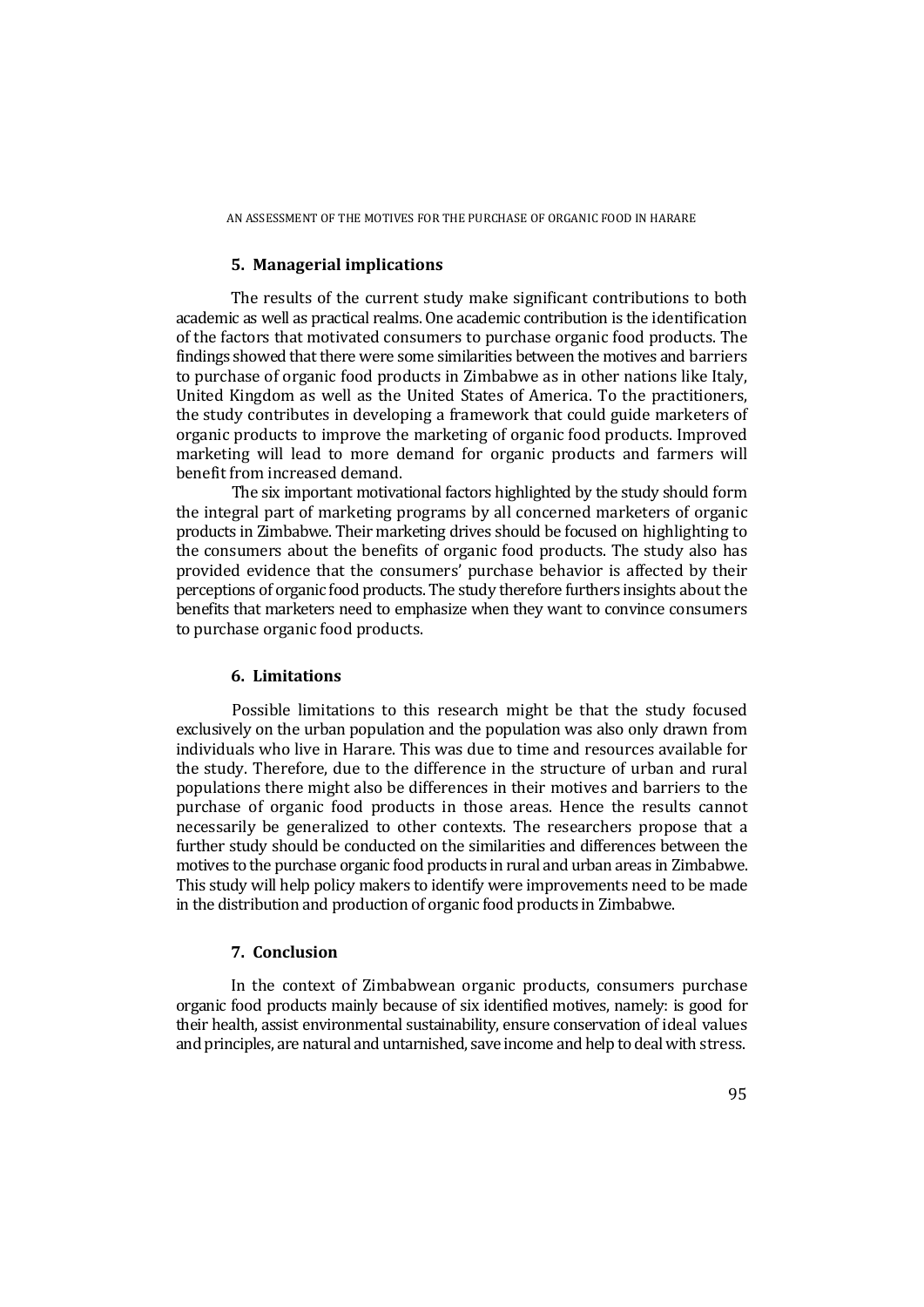## 5. Managerial implications

The results of the current study make significant contributions to both academic as well as practical realms. One academic contribution is the identification of the factors that motivated consumers to purchase organic food products. The findings showed that there were some similarities between the motives and barriers to purchase of organic food products in Zimbabwe as in other nations like Italy, United Kingdom as well as the United States of America. To the practitioners, the study contributes in developing a framework that could guide marketers of organic products to improve the marketing of organic food products. Improved marketing will lead to more demand for organic products and farmers will benefit from increased demand.

The six important motivational factors highlighted by the study should form the integral part of marketing programs by all concerned marketers of organic products in Zimbabwe. Their marketing drives should be focused on highlighting to the consumers about the benefits of organic food products. The study also has provided evidence that the consumers' purchase behavior is affected by their perceptions of organic food products. The study therefore furthers insights about the benefits that marketers need to emphasize when they want to convince consumers to purchase organic food products.

## 6. Limitations

Possible limitations to this research might be that the study focused exclusively on the urban population and the population was also only drawn from individuals who live in Harare. This was due to time and resources available for the study. Therefore, due to the difference in the structure of urban and rural populations there might also be differences in their motives and barriers to the purchase of organic food products in those areas. Hence the results cannot necessarily be generalized to other contexts. The researchers propose that a further study should be conducted on the similarities and differences between the motives to the purchase organic food products in rural and urban areas in Zimbabwe. This study will help policy makers to identify were improvements need to be made in the distribution and production of organic food products in Zimbabwe.

## 7. Conclusion

In the context of Zimbabwean organic products, consumers purchase organic food products mainly because of six identified motives, namely: is good for their health, assist environmental sustainability, ensure conservation of ideal values and principles, are natural and untarnished, save income and help to deal with stress.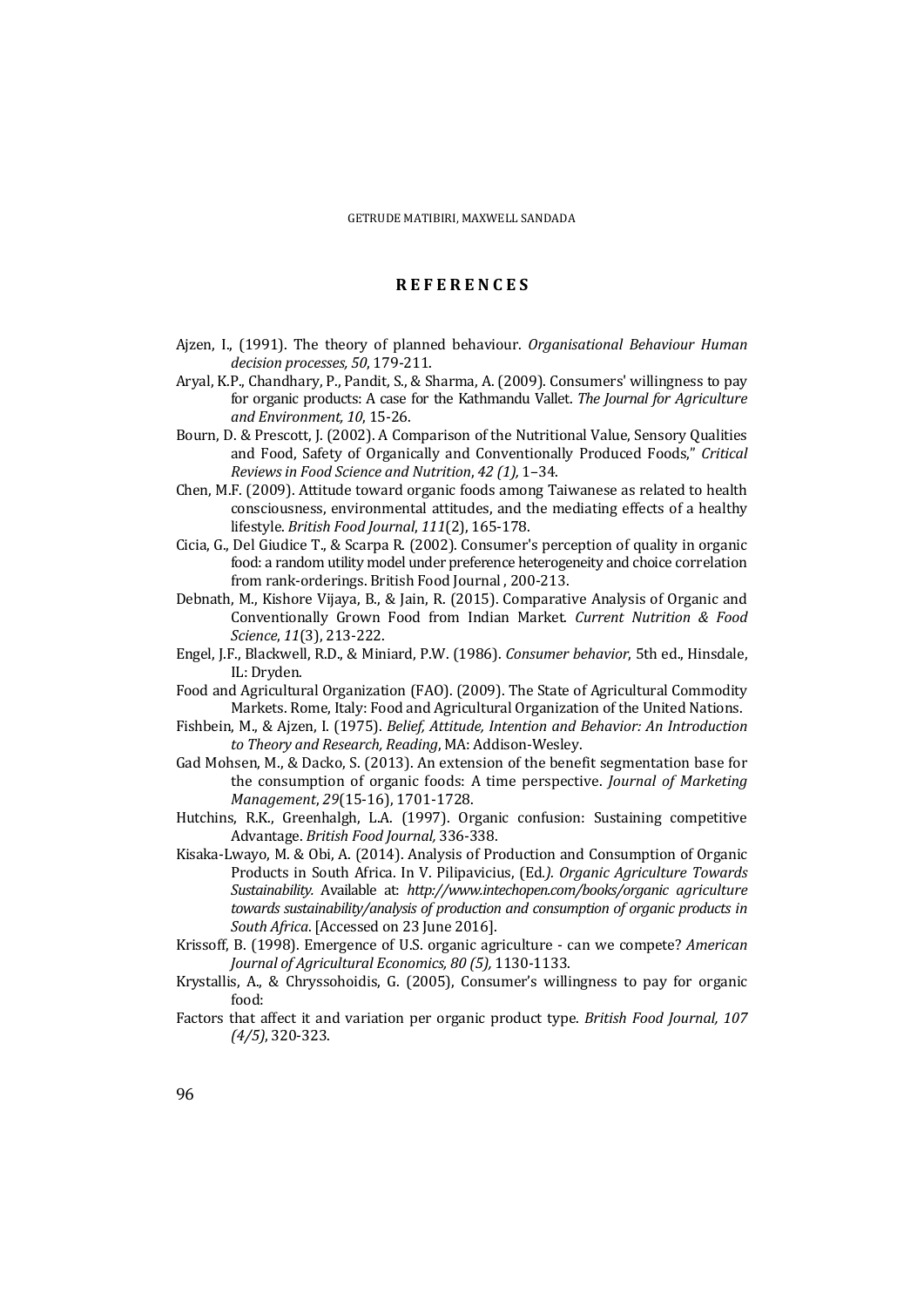## REFERENCES

Ajzen, I., (1991). The theory of planned behaviour. *Organisational Behaviour Human decision processes, 50*, 179-211.

Aryal, K.P., Chandhary, P., Pandit, S., & Sharma, A. (2009). Consumers' willingness to pay for organic products: A case for the Kathmandu Vallet. *The Journal for Agriculture and Environment, 10*, 15-26.

Bourn, D. & Prescott, J. (2002). A Comparison of the Nutritional Value, Sensory Qualities and Food, Safety of Organically and Conventionally Produced Foods," *Critical Reviews in Food Science and Nutrition*, *42 (1),* 1–34.

Chen, M.F. (2009). Attitude toward organic foods among Taiwanese as related to health consciousness, environmental attitudes, and the mediating effects of a healthy lifestyle. *British Food Journal*, *111*(2), 165-178.

Cicia, G., Del Giudice T., & Scarpa R. (2002). Consumer's perception of quality in organic food: a random utility model under preference heterogeneity and choice correlation from rank-orderings. British Food Journal , 200-213.

Debnath, M., Kishore Vijaya, B., & Jain, R. (2015). Comparative Analysis of Organic and Conventionally Grown Food from Indian Market. *Current Nutrition & Food Science*, *11*(3), 213-222.

Engel, J.F., Blackwell, R.D., & Miniard, P.W. (1986). *Consumer behavior*, 5th ed., Hinsdale, IL: Dryden.

Food and Agricultural Organization (FAO). (2009). The State of Agricultural Commodity Markets. Rome, Italy: Food and Agricultural Organization of the United Nations.

Fishbein, M., & Ajzen, I. (1975). *Belief, Attitude, Intention and Behavior: An Introduction to Theory and Research, Reading*, MA: Addison-Wesley.

Gad Mohsen, M., & Dacko, S. (2013). An extension of the benefit segmentation base for the consumption of organic foods: A time perspective. *Journal of Marketing Management*, *29*(15-16), 1701-1728.

Hutchins, R.K., Greenhalgh, L.A. (1997). Organic confusion: Sustaining competitive Advantage. *British Food Journal,* 336-338.

Kisaka-Lwayo, M. & Obi, A. (2014). Analysis of Production and Consumption of Organic Products in South Africa. In V. Pilipavicius, (Ed*.). Organic Agriculture Towards Sustainability.* Available at: *http://www.intechopen.com/books/organic agriculture towards sustainability/analysis of production and consumption of organic products in South Africa*. [Accessed on 23 June 2016].

Krissoff, B. (1998). Emergence of U.S. organic agriculture - can we compete? *American Journal of Agricultural Economics, 80 (5),* 1130-1133.

Krystallis, A., & Chryssohoidis, G. (2005), Consumer's willingness to pay for organic food:

Factors that affect it and variation per organic product type. *British Food Journal, 107 (4/5)*, 320-323.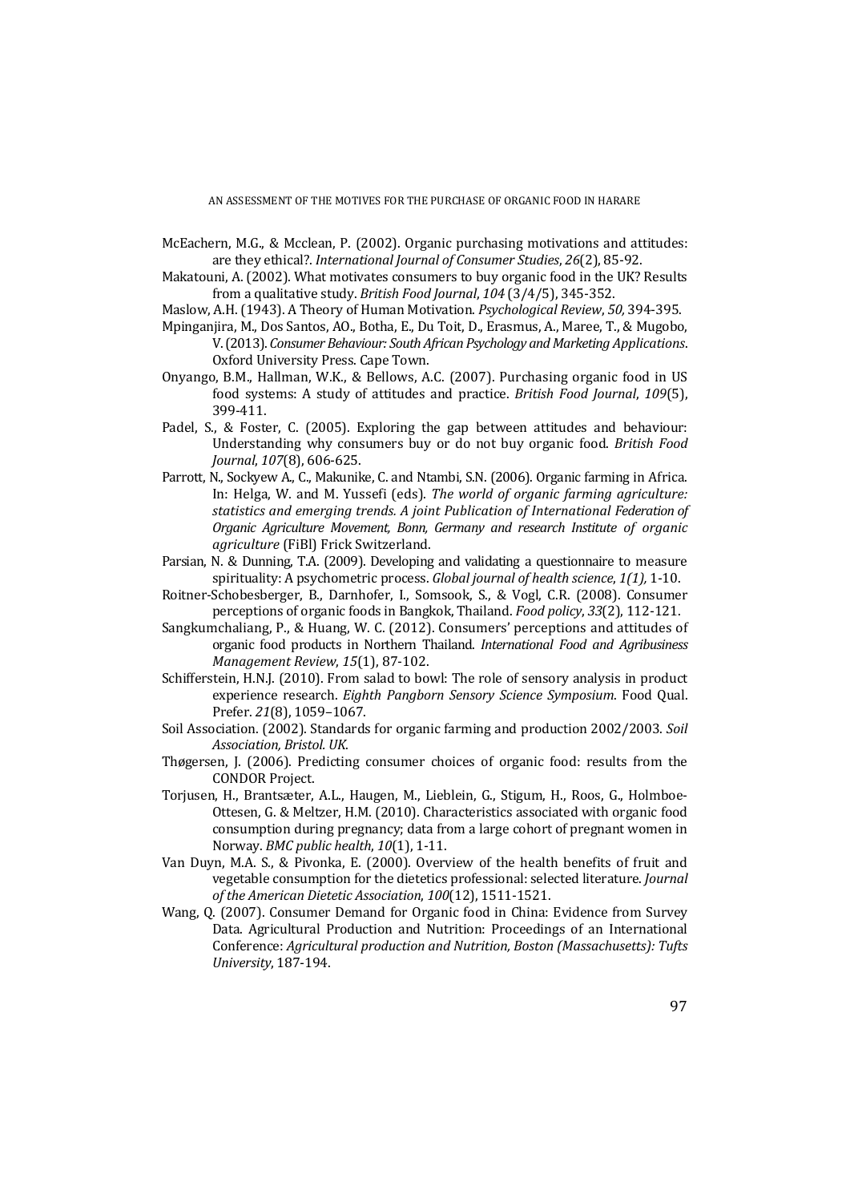McEachern, M.G., & Mcclean, P. (2002). Organic purchasing motivations and attitudes: are they ethical?. *International Journal of Consumer Studies*, *26*(2), 85-92.

Makatouni, A. (2002). What motivates consumers to buy organic food in the UK? Results from a qualitative study. *British Food Journal*, *104* (3/4/5), 345-352.

Maslow, A.H. (1943). A Theory of Human Motivation. *Psychological Review*, *50,* 394-395.

Mpinganjira, M., Dos Santos, AO., Botha, E., Du Toit, D., Erasmus, A., Maree, T., & Mugobo, V. (2013). *Consumer Behaviour: South African Psychology and Marketing Applications*. Oxford University Press. Cape Town.

Onyango, B.M., Hallman, W.K., & Bellows, A.C. (2007). Purchasing organic food in US food systems: A study of attitudes and practice. *British Food Journal*, *109*(5), 399-411.

Padel, S., & Foster, C. (2005). Exploring the gap between attitudes and behaviour: Understanding why consumers buy or do not buy organic food. *British Food Journal*, *107*(8), 606-625.

Parrott, N., Sockyew A., C., Makunike, C. and Ntambi, S.N. (2006). Organic farming in Africa. In: Helga, W. and M. Yussefi (eds). *The world of organic farming agriculture: statistics and emerging trends. A joint Publication of International Federation of Organic Agriculture Movement, Bonn, Germany and research Institute of organic agriculture* (FiBl) Frick Switzerland.

Parsian, N. & Dunning, T.A. (2009). Developing and validating a questionnaire to measure spirituality: A psychometric process. *Global journal of health science*, *1(1),* 1-10.

Roitner-Schobesberger, B., Darnhofer, I., Somsook, S., & Vogl, C.R. (2008). Consumer perceptions of organic foods in Bangkok, Thailand. *Food policy*, *33*(2), 112-121.

Sangkumchaliang, P., & Huang, W. C. (2012). Consumers' perceptions and attitudes of organic food products in Northern Thailand. *International Food and Agribusiness Management Review*, *15*(1), 87-102.

Schifferstein, H.N.J. (2010). From salad to bowl: The role of sensory analysis in product experience research. *Eighth Pangborn Sensory Science Symposium*. Food Qual. Prefer. *21*(8), 1059–1067.

Soil Association. (2002). Standards for organic farming and production 2002/2003. *Soil Association, Bristol. UK.*

Thøgersen, J. (2006). Predicting consumer choices of organic food: results from the CONDOR Project.

Torjusen, H., Brantsæter, A.L., Haugen, M., Lieblein, G., Stigum, H., Roos, G., Holmboe-Ottesen, G. & Meltzer, H.M. (2010). Characteristics associated with organic food consumption during pregnancy; data from a large cohort of pregnant women in Norway. *BMC public health*, *10*(1), 1-11.

Van Duyn, M.A. S., & Pivonka, E. (2000). Overview of the health benefits of fruit and vegetable consumption for the dietetics professional: selected literature. *Journal of the American Dietetic Association*, *100*(12), 1511-1521.

Wang, Q. (2007). Consumer Demand for Organic food in China: Evidence from Survey Data. Agricultural Production and Nutrition: Proceedings of an International Conference: *Agricultural production and Nutrition, Boston (Massachusetts): Tufts University*, 187-194.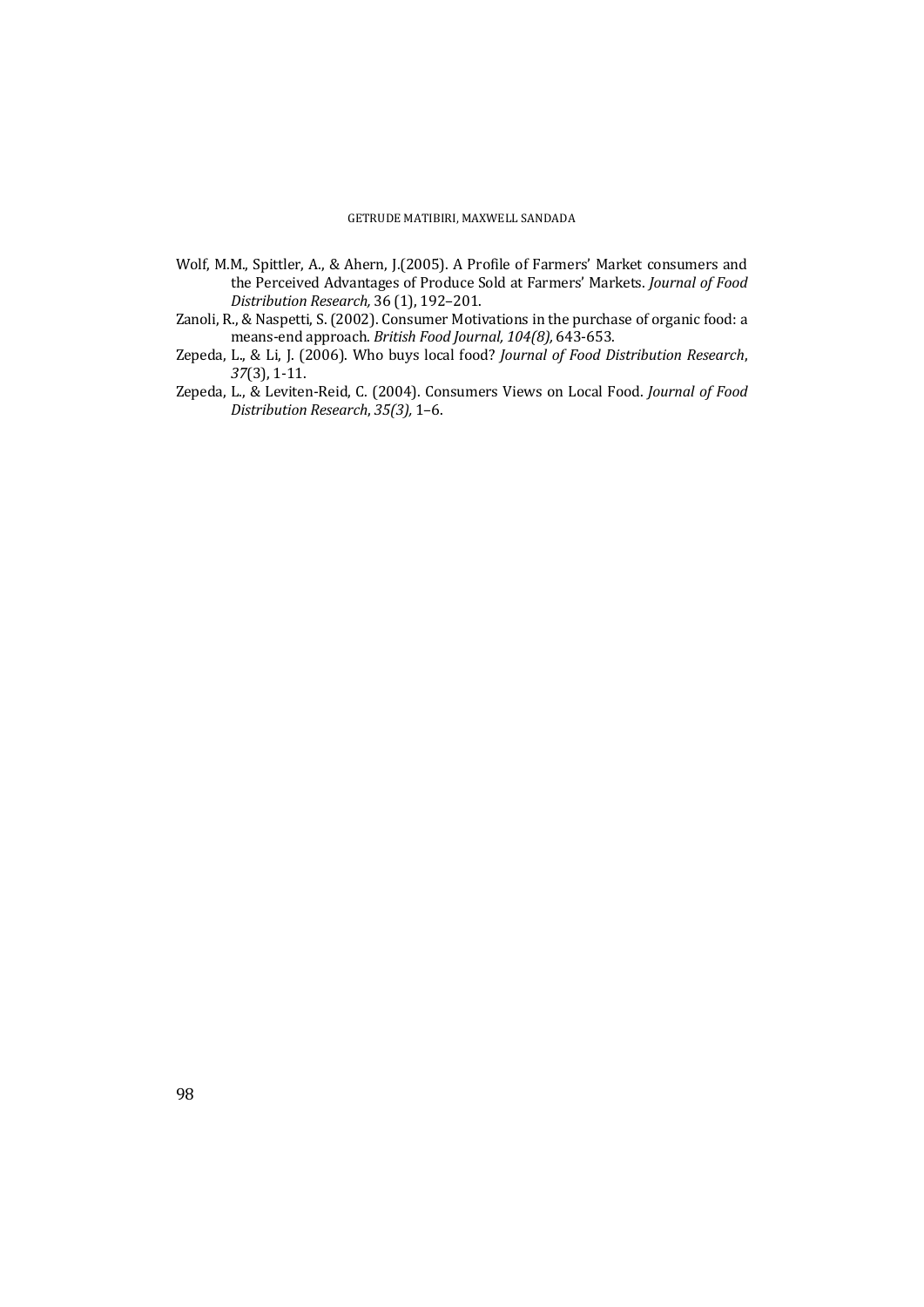Wolf, M.M., Spittler, A., & Ahern, J.(2005). A Profile of Farmers' Market consumers and the Perceived Advantages of Produce Sold at Farmers' Markets. *Journal of Food Distribution Research,* 36 (1), 192–201.

Zanoli, R., & Naspetti, S. (2002). Consumer Motivations in the purchase of organic food: a means-end approach. *British Food Journal, 104(8),* 643-653.

Zepeda, L., & Li, J. (2006). Who buys local food? *Journal of Food Distribution Research*, *37*(3), 1-11.

Zepeda, L., & Leviten-Reid, C. (2004). Consumers Views on Local Food. *Journal of Food Distribution Research*, *35(3),* 1–6.